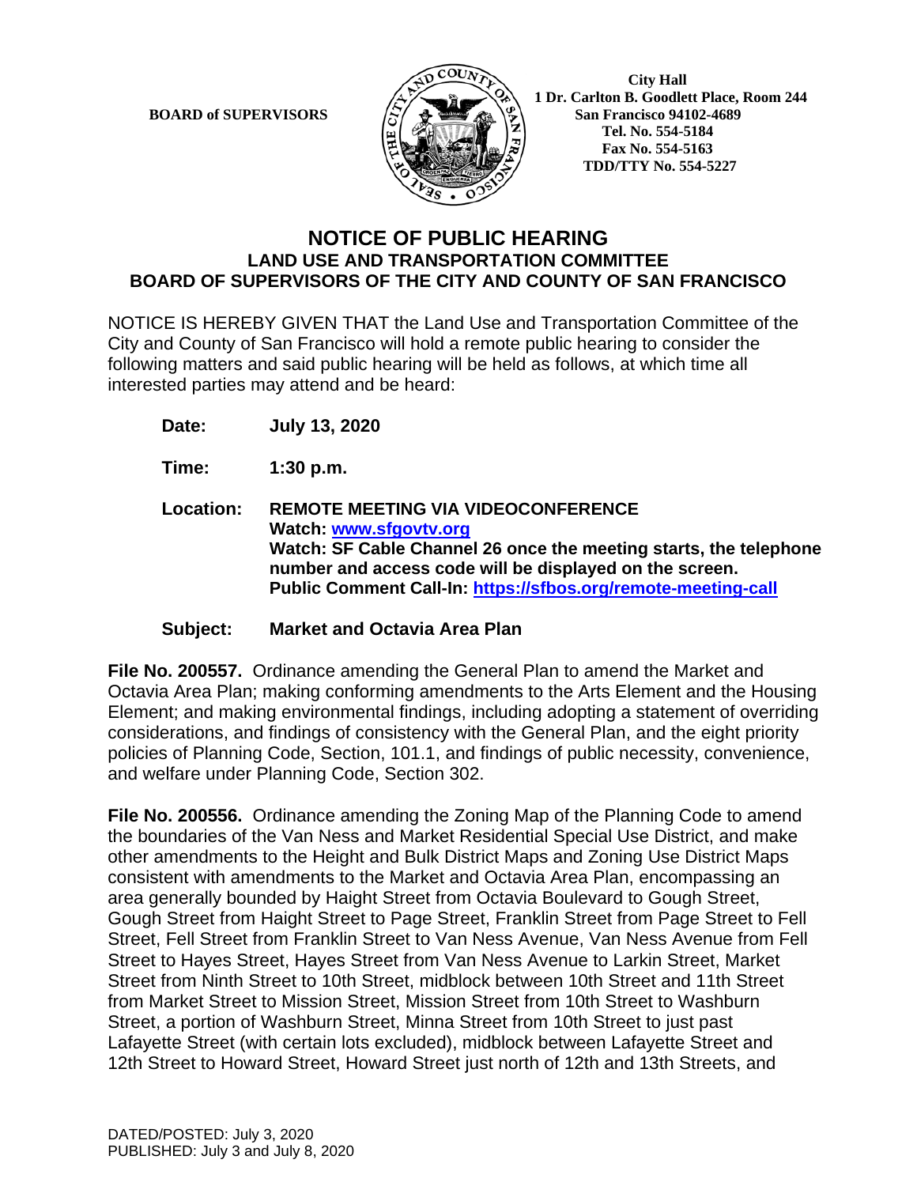**BOARD of SUPERVISORS**

City Hall
1 Dr. Carlton B. Goodlett Place, Room 244
San Francisco 94102-4689
Tel. No. 554-5184
Fax No. 554-5163
TDD/TTY No. 554-5227

# NOTICE OF PUBLIC HEARING
## LAND USE AND TRANSPORTATION COMMITTEE
## BOARD OF SUPERVISORS OF THE CITY AND COUNTY OF SAN FRANCISCO

NOTICE IS HEREBY GIVEN THAT the Land Use and Transportation Committee of the City and County of San Francisco will hold a remote public hearing to consider the following matters and said public hearing will be held as follows, at which time all interested parties may attend and be heard:

**Date:** **July 13, 2020**

**Time:** **1:30 p.m.**

**Location:** **REMOTE MEETING VIA VIDEOCONFERENCE**
**Watch: [www.sfgovtv.org](www.sfgovtv.org)**
**Watch: SF Cable Channel 26 once the meeting starts, the telephone number and access code will be displayed on the screen.**
**Public Comment Call-In: [https://sfbos.org/remote-meeting-call](https://sfbos.org/remote-meeting-call)**

**Subject:** **Market and Octavia Area Plan**

**File No. 200557.** Ordinance amending the General Plan to amend the Market and Octavia Area Plan; making conforming amendments to the Arts Element and the Housing Element; and making environmental findings, including adopting a statement of overriding considerations, and findings of consistency with the General Plan, and the eight priority policies of Planning Code, Section, 101.1, and findings of public necessity, convenience, and welfare under Planning Code, Section 302.

**File No. 200556.** Ordinance amending the Zoning Map of the Planning Code to amend the boundaries of the Van Ness and Market Residential Special Use District, and make other amendments to the Height and Bulk District Maps and Zoning Use District Maps consistent with amendments to the Market and Octavia Area Plan, encompassing an area generally bounded by Haight Street from Octavia Boulevard to Gough Street, Gough Street from Haight Street to Page Street, Franklin Street from Page Street to Fell Street, Fell Street from Franklin Street to Van Ness Avenue, Van Ness Avenue from Fell Street to Hayes Street, Hayes Street from Van Ness Avenue to Larkin Street, Market Street from Ninth Street to 10th Street, midblock between 10th Street and 11th Street from Market Street to Mission Street, Mission Street from 10th Street to Washburn Street, a portion of Washburn Street, Minna Street from 10th Street to just past Lafayette Street (with certain lots excluded), midblock between Lafayette Street and 12th Street to Howard Street, Howard Street just north of 12th and 13th Streets, and

DATED/POSTED: July 3, 2020
PUBLISHED: July 3 and July 8, 2020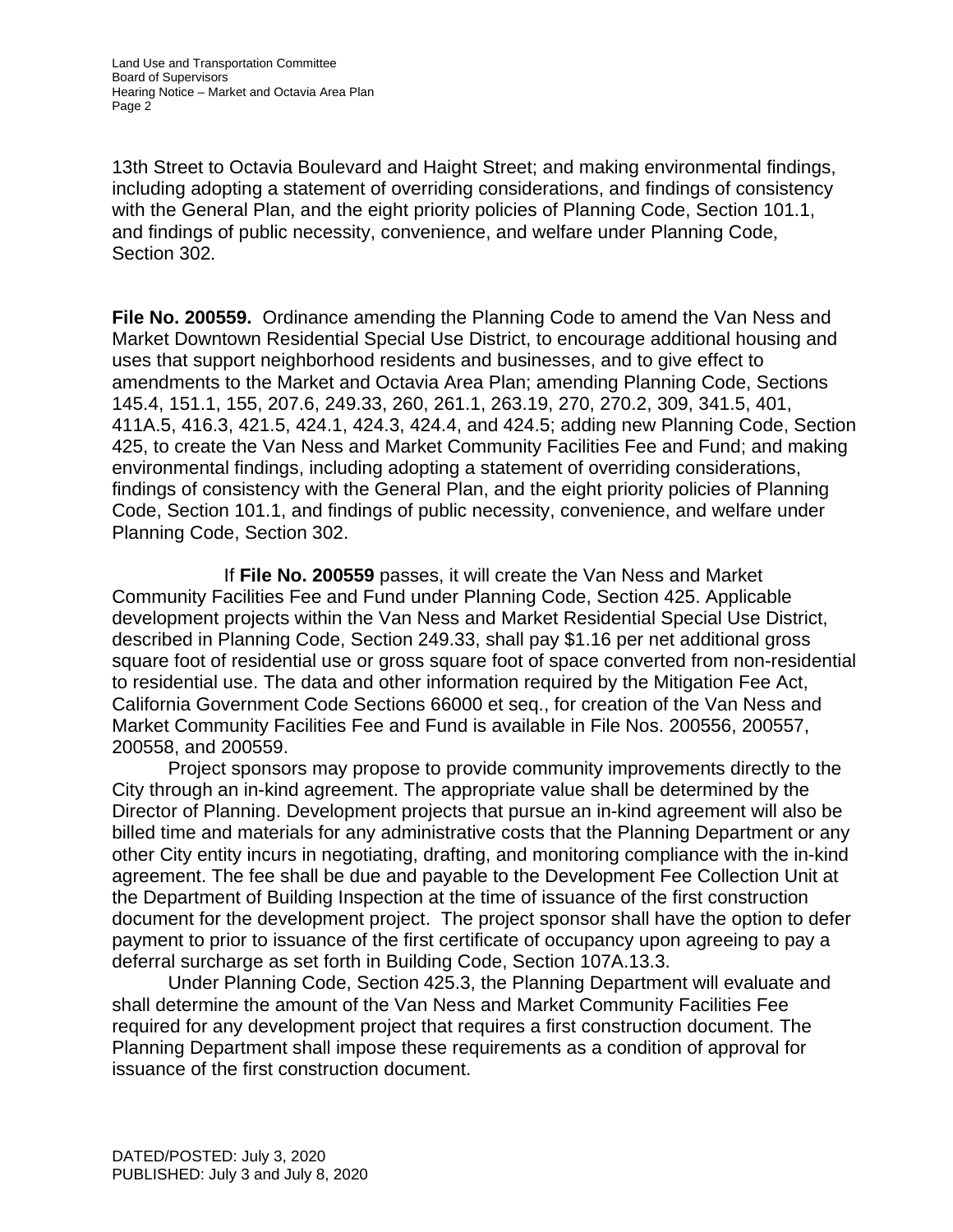13th Street to Octavia Boulevard and Haight Street; and making environmental findings, including adopting a statement of overriding considerations, and findings of consistency with the General Plan, and the eight priority policies of Planning Code, Section 101.1, and findings of public necessity, convenience, and welfare under Planning Code, Section 302.

**File No. 200559.** Ordinance amending the Planning Code to amend the Van Ness and Market Downtown Residential Special Use District, to encourage additional housing and uses that support neighborhood residents and businesses, and to give effect to amendments to the Market and Octavia Area Plan; amending Planning Code, Sections 145.4, 151.1, 155, 207.6, 249.33, 260, 261.1, 263.19, 270, 270.2, 309, 341.5, 401, 411A.5, 416.3, 421.5, 424.1, 424.3, 424.4, and 424.5; adding new Planning Code, Section 425, to create the Van Ness and Market Community Facilities Fee and Fund; and making environmental findings, including adopting a statement of overriding considerations, findings of consistency with the General Plan, and the eight priority policies of Planning Code, Section 101.1, and findings of public necessity, convenience, and welfare under Planning Code, Section 302.

If **File No. 200559** passes, it will create the Van Ness and Market Community Facilities Fee and Fund under Planning Code, Section 425. Applicable development projects within the Van Ness and Market Residential Special Use District, described in Planning Code, Section 249.33, shall pay $1.16 per net additional gross square foot of residential use or gross square foot of space converted from non-residential to residential use. The data and other information required by the Mitigation Fee Act, California Government Code Sections 66000 et seq., for creation of the Van Ness and Market Community Facilities Fee and Fund is available in File Nos. 200556, 200557, 200558, and 200559.

Project sponsors may propose to provide community improvements directly to the City through an in-kind agreement. The appropriate value shall be determined by the Director of Planning. Development projects that pursue an in-kind agreement will also be billed time and materials for any administrative costs that the Planning Department or any other City entity incurs in negotiating, drafting, and monitoring compliance with the in-kind agreement. The fee shall be due and payable to the Development Fee Collection Unit at the Department of Building Inspection at the time of issuance of the first construction document for the development project. The project sponsor shall have the option to defer payment to prior to issuance of the first certificate of occupancy upon agreeing to pay a deferral surcharge as set forth in Building Code, Section 107A.13.3.

Under Planning Code, Section 425.3, the Planning Department will evaluate and shall determine the amount of the Van Ness and Market Community Facilities Fee required for any development project that requires a first construction document. The Planning Department shall impose these requirements as a condition of approval for issuance of the first construction document.

DATED/POSTED: July 3, 2020
PUBLISHED: July 3 and July 8, 2020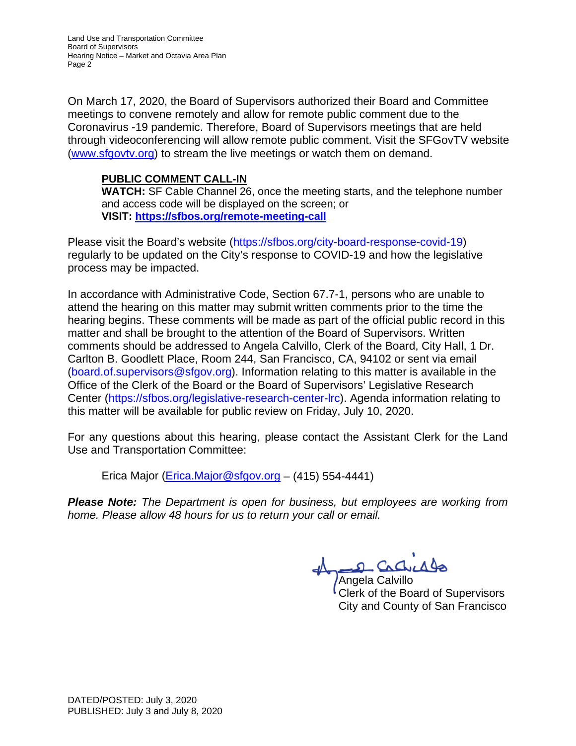On March 17, 2020, the Board of Supervisors authorized their Board and Committee meetings to convene remotely and allow for remote public comment due to the Coronavirus -19 pandemic. Therefore, Board of Supervisors meetings that are held through videoconferencing will allow remote public comment. Visit the SFGovTV website (www.sfgovtv.org) to stream the live meetings or watch them on demand.

> **PUBLIC COMMENT CALL-IN**
> **WATCH:** SF Cable Channel 26, once the meeting starts, and the telephone number and access code will be displayed on the screen; or
> **VISIT: https://sfbos.org/remote-meeting-call**

Please visit the Board's website (https://sfbos.org/city-board-response-covid-19) regularly to be updated on the City's response to COVID-19 and how the legislative process may be impacted.

In accordance with Administrative Code, Section 67.7-1, persons who are unable to attend the hearing on this matter may submit written comments prior to the time the hearing begins. These comments will be made as part of the official public record in this matter and shall be brought to the attention of the Board of Supervisors. Written comments should be addressed to Angela Calvillo, Clerk of the Board, City Hall, 1 Dr. Carlton B. Goodlett Place, Room 244, San Francisco, CA, 94102 or sent via email (board.of.supervisors@sfgov.org). Information relating to this matter is available in the Office of the Clerk of the Board or the Board of Supervisors' Legislative Research Center (https://sfbos.org/legislative-research-center-lrc). Agenda information relating to this matter will be available for public review on Friday, July 10, 2020.

For any questions about this hearing, please contact the Assistant Clerk for the Land Use and Transportation Committee:

> Erica Major (Erica.Major@sfgov.org – (415) 554-4441)

***Please Note:*** *The Department is open for business, but employees are working from home. Please allow 48 hours for us to return your call or email.*

Angela Calvillo
Clerk of the Board of Supervisors
City and County of San Francisco

DATED/POSTED: July 3, 2020
PUBLISHED: July 3 and July 8, 2020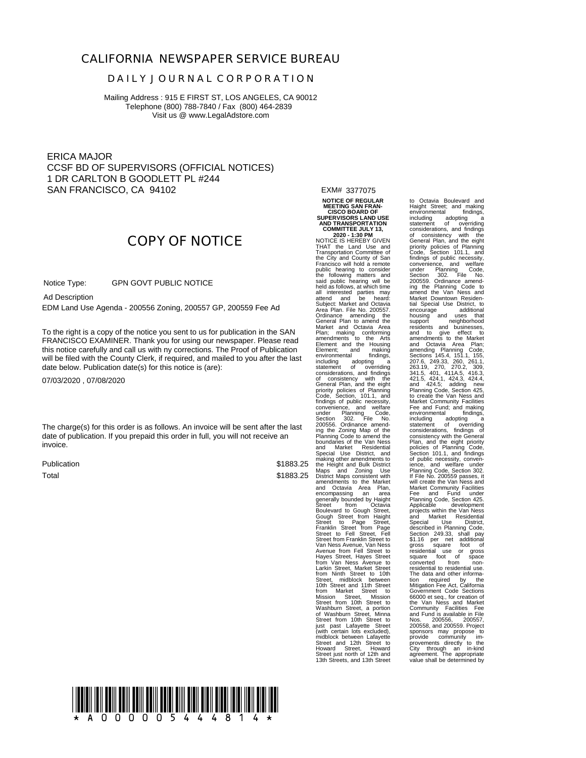# CALIFORNIA NEWSPAPER SERVICE BUREAU

## DAILY JOURNAL CORPORATION

Mailing Address : 915 E FIRST ST, LOS ANGELES, CA 90012
Telephone (800) 788-7840 / Fax (800) 464-2839
Visit us @ www.LegalAdstore.com

ERICA MAJOR
CCSF BD OF SUPERVISORS (OFFICIAL NOTICES)
1 DR CARLTON B GOODLETT PL #244
SAN FRANCISCO, CA 94102

## COPY OF NOTICE

Notice Type: GPN GOVT PUBLIC NOTICE

Ad Description

EDM Land Use Agenda - 200556 Zoning, 200557 GP, 200559 Fee Ad

To the right is a copy of the notice you sent to us for publication in the SAN FRANCISCO EXAMINER. Thank you for using our newspaper. Please read this notice carefully and call us with ny corrections. The Proof of Publication will be filed with the County Clerk, if required, and mailed to you after the last date below. Publication date(s) for this notice is (are):

07/03/2020 , 07/08/2020

The charge(s) for this order is as follows. An invoice will be sent after the last date of publication. If you prepaid this order in full, you will not receive an invoice.

| | |
|---|---|
| Publication | $1883.25 |
| Total | $1883.25 |

EXM# 3377075

**NOTICE OF REGULAR MEETING SAN FRANCISCO BOARD OF SUPERVISORS LAND USE AND TRANSPORTATION COMMITTEE JULY 13, 2020 - 1:30 PM**

NOTICE IS HEREBY GIVEN THAT the Land Use and Transportation Committee of the City and County of San Francisco will hold a remote public hearing to consider the following matters and said public hearing will be held as follows, at which time all interested parties may attend and be heard: Subject: Market and Octavia Area Plan. File No. 200557. Ordinance amending the General Plan to amend the Market and Octavia Area Plan; making conforming amendments to the Arts Element and the Housing Element; and making environmental findings, including adopting a statement of overriding considerations, and findings of consistency with the General Plan, and the eight priority policies of Planning Code, Section, 101.1, and findings of public necessity, convenience, and welfare under Planning Code, Section 302. File No. 200556. Ordinance amending the Zoning Map of the Planning Code to amend the boundaries of the Van Ness and Market Residential Special Use District, and making other amendments to the Height and Bulk District Maps and Zoning Use District Maps consistent with amendments to the Market and Octavia Area Plan, encompassing an area generally bounded by Haight Street from Octavia Boulevard to Gough Street, Gough Street from Haight Street to Page Street, Franklin Street from Page Street to Fell Street, Fell Street from Franklin Street to Van Ness Avenue, Van Ness Avenue from Fell Street to Hayes Street, Hayes Street from Van Ness Avenue to Larkin Street, Market Street from Ninth Street to 10th Street, midblock between 10th Street and 11th Street from Market Street to Mission Street, Mission Street from 10th Street to Washburn Street, a portion of Washburn Street, Minna Street from 10th Street to just past Lafayette Street (with certain lots excluded), midblock between Lafayette Street and 12th Street to Howard Street, Howard Street just north of 12th and 13th Streets, and 13th Street to Octavia Boulevard and Haight Street; and making environmental findings, including adopting a statement of overriding considerations, and findings of consistency with the General Plan, and the eight priority policies of Planning Code, Section 101.1, and findings of public necessity, convenience, and welfare under Planning Code, Section 302. File No. 200559. Ordinance amending the Planning Code to amend the Van Ness and Market Downtown Residential Special Use District, to encourage additional housing and uses that support neighborhood residents and businesses, and to give effect to amendments to the Market and Octavia Area Plan; amending Planning Code, Sections 145.4, 151.1, 155, 207.6, 249.33, 260, 261.1, 263.19, 270, 270.2, 309, 341.5, 401, 411A.5, 416.3, 421.5, 424.1, 424.3, 424.4, and 424.5; adding new Planning Code, Section 425, to create the Van Ness and Market Community Facilities Fee and Fund; and making environmental findings, including adopting a statement of overriding considerations, findings of consistency with the General Plan, and the eight priority policies of Planning Code, Section 101.1, and findings of public necessity, convenience, and welfare under Planning Code, Section 302. If File No. 200559 passes, it will create the Van Ness and Market Community Facilities Fee and Fund under Planning Code, Section 425. Applicable development projects within the Van Ness and Market Residential Special Use District, described in Planning Code, Section 249.33, shall pay $1.16 per net additional gross square foot of residential use or gross square foot of space converted from non-residential to residential use. The data and other information required by the Mitigation Fee Act, California Government Code Sections 66000 et seq., for creation of the Van Ness and Market Community Facilities Fee and Fund is available in File Nos. 200556, 200557, 200558, and 200559. Project sponsors may propose to provide community improvements directly to the City through an in-kind agreement. The appropriate value shall be determined by

\* A 0 0 0 0 0 5 4 4 4 8 1 4 \*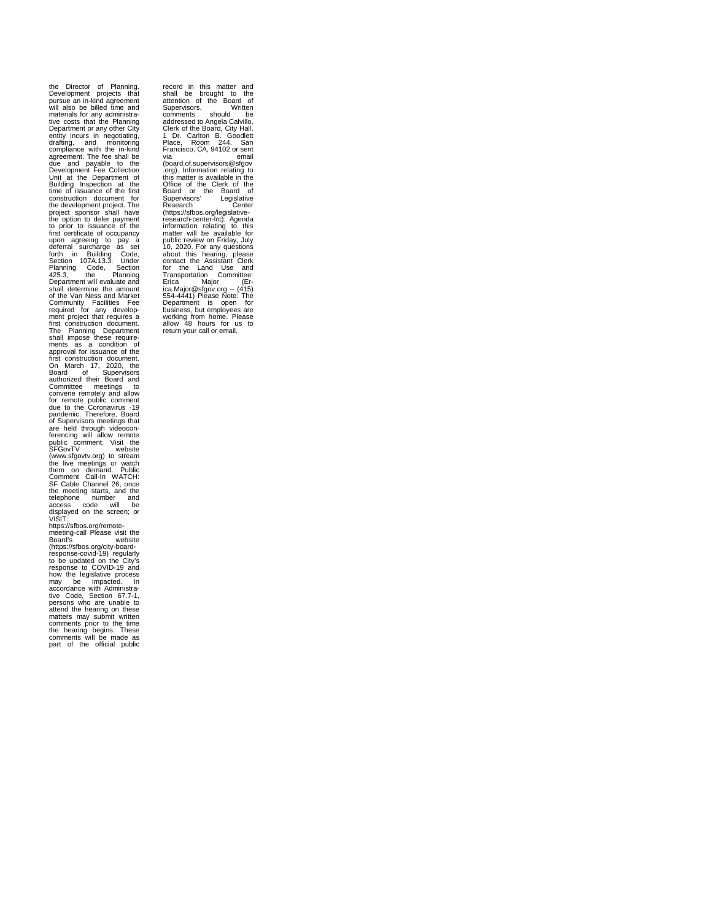the Director of Planning. Development projects that pursue an in-kind agreement will also be billed time and materials for any administrative costs that the Planning Department or any other City entity incurs in negotiating, drafting, and monitoring compliance with the in-kind agreement. The fee shall be due and payable to the Development Fee Collection Unit at the Department of Building Inspection at the time of issuance of the first construction document for the development project. The project sponsor shall have the option to defer payment to prior to issuance of the first certificate of occupancy upon agreeing to pay a deferral surcharge as set forth in Building Code, Section 107A.13.3. Under Planning Code, Section 425.3, the Planning Department will evaluate and shall determine the amount of the Van Ness and Market Community Facilities Fee required for any development project that requires a first construction document. The Planning Department shall impose these requirements as a condition of approval for issuance of the first construction document. On March 17, 2020, the Board of Supervisors authorized their Board and Committee meetings to convene remotely and allow for remote public comment due to the Coronavirus -19 pandemic. Therefore, Board of Supervisors meetings that are held through videoconferencing will allow remote public comment. Visit the SFGovTV website (www.sfgovtv.org) to stream the live meetings or watch them on demand. Public Comment Call-In WATCH: SF Cable Channel 26, once the meeting starts, and the telephone number and access code will be displayed on the screen; or VISIT: https://sfbos.org/remote-meeting-call Please visit the Board's website (https://sfbos.org/city-board-response-covid-19) regularly to be updated on the City's response to COVID-19 and how the legislative process may be impacted. In accordance with Administrative Code, Section 67.7-1, persons who are unable to attend the hearing on these matters may submit written comments prior to the time the hearing begins. These comments will be made as part of the official public record in this matter and shall be brought to the attention of the Board of Supervisors. Written comments should be addressed to Angela Calvillo, Clerk of the Board, City Hall, 1 Dr. Carlton B. Goodlett Place, Room 244, San Francisco, CA, 94102 or sent via email (board.of.supervisors@sfgov.org). Information relating to this matter is available in the Office of the Clerk of the Board or the Board of Supervisors' Legislative Research Center (https://sfbos.org/legislative-research-center-lrc). Agenda information relating to this matter will be available for public review on Friday, July 10, 2020. For any questions about this hearing, please contact the Assistant Clerk for the Land Use and Transportation Committee: Erica Major (Erica.Major@sfgov.org – (415) 554-4441) Please Note: The Department is open for business, but employees are working from home. Please allow 48 hours for us to return your call or email.